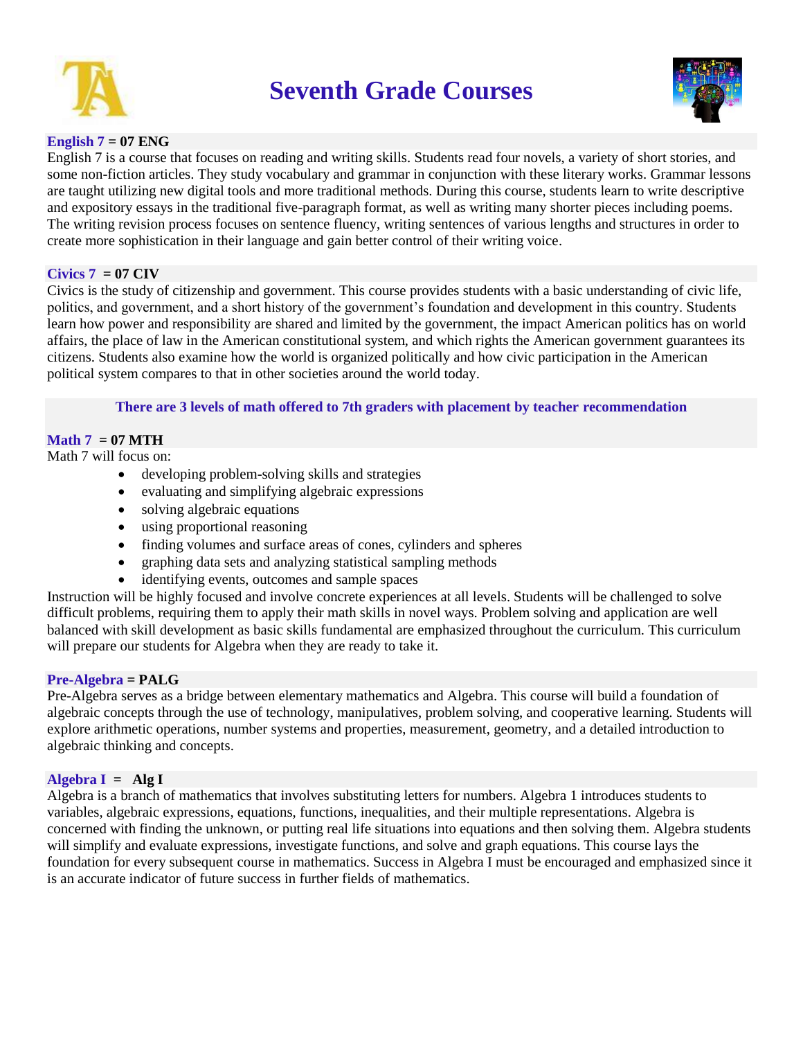# Seventh Grade Courses

### English 7 = 07 ENG

English 7 is a course that focuses on reading and writing skills. Students read four novels, a variety of short stories, and some non-fiction articles. They study vocabulary and grammar in conjunction with these literary works. Grammar lessons are taught utilizing new digital tools and more traditional methods. During this course, students learn to write descriptive and expository essays in the traditional five-paragraph format, as well as writing many shorter pieces including poems. The writing revision process focuses on sentence fluency, writing sentences of various lengths and structures in order to create more sophistication in their language and gain better control of their writing voice.

### Civics 7 = 07 CIV

Civics is the study of citizenship and government. This course provides students with a basic understanding of civic life, politics, and government, and a short history of the government's foundation and development in this country. Students learn how power and responsibility are shared and limited by the government, the impact American politics has on world affairs, the place of law in the American constitutional system, and which rights the American government guarantees its citizens. Students also examine how the world is organized politically and how civic participation in the American political system compares to that in other societies around the world today.

**There are 3 levels of math offered to 7th graders with placement by teacher recommendation**

### Math 7 = 07 MTH

Math 7 will focus on:

- developing problem-solving skills and strategies
- evaluating and simplifying algebraic expressions
- solving algebraic equations
- using proportional reasoning
- finding volumes and surface areas of cones, cylinders and spheres
- graphing data sets and analyzing statistical sampling methods
- identifying events, outcomes and sample spaces

Instruction will be highly focused and involve concrete experiences at all levels. Students will be challenged to solve difficult problems, requiring them to apply their math skills in novel ways. Problem solving and application are well balanced with skill development as basic skills fundamental are emphasized throughout the curriculum. This curriculum will prepare our students for Algebra when they are ready to take it.

### Pre-Algebra = PALG

Pre-Algebra serves as a bridge between elementary mathematics and Algebra. This course will build a foundation of algebraic concepts through the use of technology, manipulatives, problem solving, and cooperative learning. Students will explore arithmetic operations, number systems and properties, measurement, geometry, and a detailed introduction to algebraic thinking and concepts.

### Algebra I = Alg I

Algebra is a branch of mathematics that involves substituting letters for numbers. Algebra 1 introduces students to variables, algebraic expressions, equations, functions, inequalities, and their multiple representations. Algebra is concerned with finding the unknown, or putting real life situations into equations and then solving them. Algebra students will simplify and evaluate expressions, investigate functions, and solve and graph equations. This course lays the foundation for every subsequent course in mathematics. Success in Algebra I must be encouraged and emphasized since it is an accurate indicator of future success in further fields of mathematics.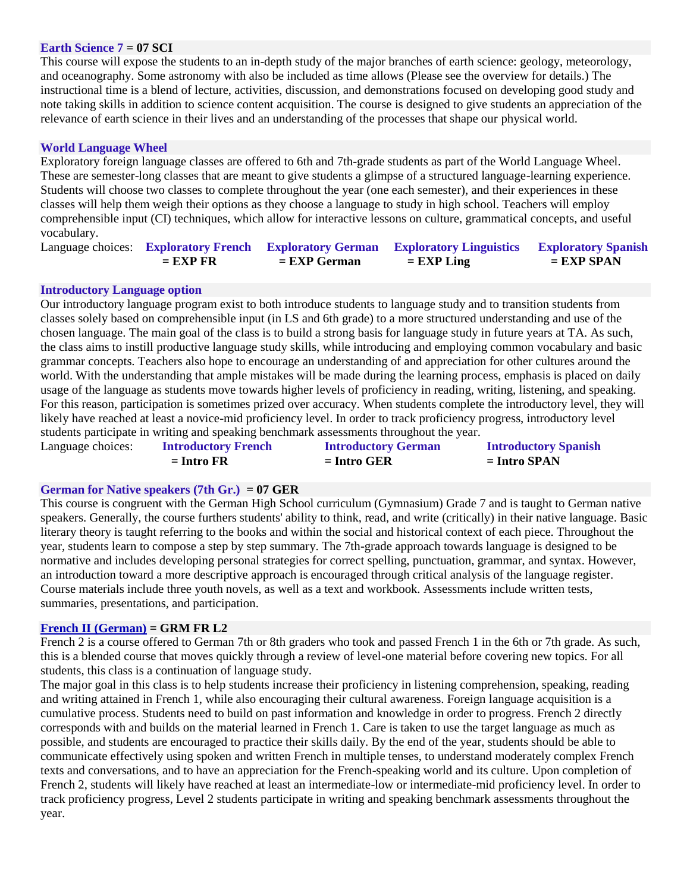### **Earth Science 7 = 07 SCI**

This course will expose the students to an in-depth study of the major branches of earth science: geology, meteorology, and oceanography. Some astronomy with also be included as time allows (Please see the overview for details.) The instructional time is a blend of lecture, activities, discussion, and demonstrations focused on developing good study and note taking skills in addition to science content acquisition. The course is designed to give students an appreciation of the relevance of earth science in their lives and an understanding of the processes that shape our physical world.

### **World Language Wheel**

Exploratory foreign language classes are offered to 6th and 7th-grade students as part of the World Language Wheel. These are semester-long classes that are meant to give students a glimpse of a structured language-learning experience. Students will choose two classes to complete throughout the year (one each semester), and their experiences in these classes will help them weigh their options as they choose a language to study in high school. Teachers will employ comprehensible input (CI) techniques, which allow for interactive lessons on culture, grammatical concepts, and useful vocabulary.

Language choices:

- **Exploratory French = EXP FR**
- **Exploratory German = EXP German**
- **Exploratory Linguistics = EXP Ling**
- **Exploratory Spanish = EXP SPAN**

### **Introductory Language option**

Our introductory language program exist to both introduce students to language study and to transition students from classes solely based on comprehensible input (in LS and 6th grade) to a more structured understanding and use of the chosen language. The main goal of the class is to build a strong basis for language study in future years at TA. As such, the class aims to instill productive language study skills, while introducing and employing common vocabulary and basic grammar concepts. Teachers also hope to encourage an understanding of and appreciation for other cultures around the world. With the understanding that ample mistakes will be made during the learning process, emphasis is placed on daily usage of the language as students move towards higher levels of proficiency in reading, writing, listening, and speaking. For this reason, participation is sometimes prized over accuracy. When students complete the introductory level, they will likely have reached at least a novice-mid proficiency level. In order to track proficiency progress, introductory level students participate in writing and speaking benchmark assessments throughout the year.

Language choices:

- **Introductory French = Intro FR**
- **Introductory German = Intro GER**
- **Introductory Spanish = Intro SPAN**

### **German for Native speakers (7th Gr.) = 07 GER**

This course is congruent with the German High School curriculum (Gymnasium) Grade 7 and is taught to German native speakers. Generally, the course furthers students' ability to think, read, and write (critically) in their native language. Basic literary theory is taught referring to the books and within the social and historical context of each piece. Throughout the year, students learn to compose a step by step summary. The 7th-grade approach towards language is designed to be normative and includes developing personal strategies for correct spelling, punctuation, grammar, and syntax. However, an introduction toward a more descriptive approach is encouraged through critical analysis of the language register. Course materials include three youth novels, as well as a text and workbook. Assessments include written tests, summaries, presentations, and participation.

### **French II (German) = GRM FR L2**

French 2 is a course offered to German 7th or 8th graders who took and passed French 1 in the 6th or 7th grade. As such, this is a blended course that moves quickly through a review of level-one material before covering new topics. For all students, this class is a continuation of language study.

The major goal in this class is to help students increase their proficiency in listening comprehension, speaking, reading and writing attained in French 1, while also encouraging their cultural awareness. Foreign language acquisition is a cumulative process. Students need to build on past information and knowledge in order to progress. French 2 directly corresponds with and builds on the material learned in French 1. Care is taken to use the target language as much as possible, and students are encouraged to practice their skills daily. By the end of the year, students should be able to communicate effectively using spoken and written French in multiple tenses, to understand moderately complex French texts and conversations, and to have an appreciation for the French-speaking world and its culture. Upon completion of French 2, students will likely have reached at least an intermediate-low or intermediate-mid proficiency level. In order to track proficiency progress, Level 2 students participate in writing and speaking benchmark assessments throughout the year.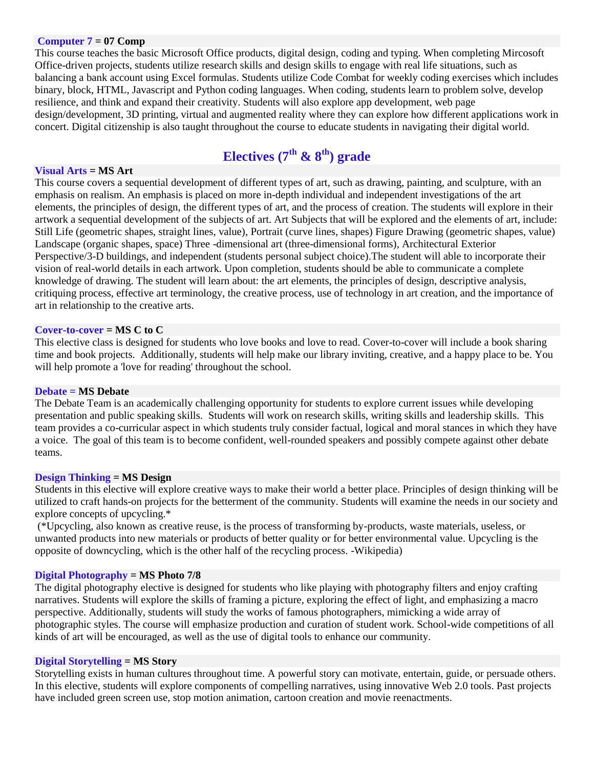**Computer 7 = 07 Comp**

This course teaches the basic Microsoft Office products, digital design, coding and typing. When completing Mircosoft Office-driven projects, students utilize research skills and design skills to engage with real life situations, such as balancing a bank account using Excel formulas. Students utilize Code Combat for weekly coding exercises which includes binary, block, HTML, Javascript and Python coding languages. When coding, students learn to problem solve, develop resilience, and think and expand their creativity. Students will also explore app development, web page design/development, 3D printing, virtual and augmented reality where they can explore how different applications work in concert. Digital citizenship is also taught throughout the course to educate students in navigating their digital world.

## Electives (7th & 8th) grade

**Visual Arts = MS Art**

This course covers a sequential development of different types of art, such as drawing, painting, and sculpture, with an emphasis on realism. An emphasis is placed on more in-depth individual and independent investigations of the art elements, the principles of design, the different types of art, and the process of creation. The students will explore in their artwork a sequential development of the subjects of art. Art Subjects that will be explored and the elements of art, include: Still Life (geometric shapes, straight lines, value), Portrait (curve lines, shapes) Figure Drawing (geometric shapes, value) Landscape (organic shapes, space) Three -dimensional art (three-dimensional forms), Architectural Exterior Perspective/3-D buildings, and independent (students personal subject choice).The student will able to incorporate their vision of real-world details in each artwork. Upon completion, students should be able to communicate a complete knowledge of drawing. The student will learn about: the art elements, the principles of design, descriptive analysis, critiquing process, effective art terminology, the creative process, use of technology in art creation, and the importance of art in relationship to the creative arts.

**Cover-to-cover = MS C to C**

This elective class is designed for students who love books and love to read. Cover-to-cover will include a book sharing time and book projects. Additionally, students will help make our library inviting, creative, and a happy place to be. You will help promote a 'love for reading' throughout the school.

**Debate = MS Debate**

The Debate Team is an academically challenging opportunity for students to explore current issues while developing presentation and public speaking skills. Students will work on research skills, writing skills and leadership skills. This team provides a co-curricular aspect in which students truly consider factual, logical and moral stances in which they have a voice. The goal of this team is to become confident, well-rounded speakers and possibly compete against other debate teams.

**Design Thinking = MS Design**

Students in this elective will explore creative ways to make their world a better place. Principles of design thinking will be utilized to craft hands-on projects for the betterment of the community. Students will examine the needs in our society and explore concepts of upcycling.*

(*Upcycling, also known as creative reuse, is the process of transforming by-products, waste materials, useless, or unwanted products into new materials or products of better quality or for better environmental value. Upcycling is the opposite of downcycling, which is the other half of the recycling process. -Wikipedia)

**Digital Photography = MS Photo 7/8**

The digital photography elective is designed for students who like playing with photography filters and enjoy crafting narratives. Students will explore the skills of framing a picture, exploring the effect of light, and emphasizing a macro perspective. Additionally, students will study the works of famous photographers, mimicking a wide array of photographic styles. The course will emphasize production and curation of student work. School-wide competitions of all kinds of art will be encouraged, as well as the use of digital tools to enhance our community.

**Digital Storytelling = MS Story**

Storytelling exists in human cultures throughout time. A powerful story can motivate, entertain, guide, or persuade others. In this elective, students will explore components of compelling narratives, using innovative Web 2.0 tools. Past projects have included green screen use, stop motion animation, cartoon creation and movie reenactments.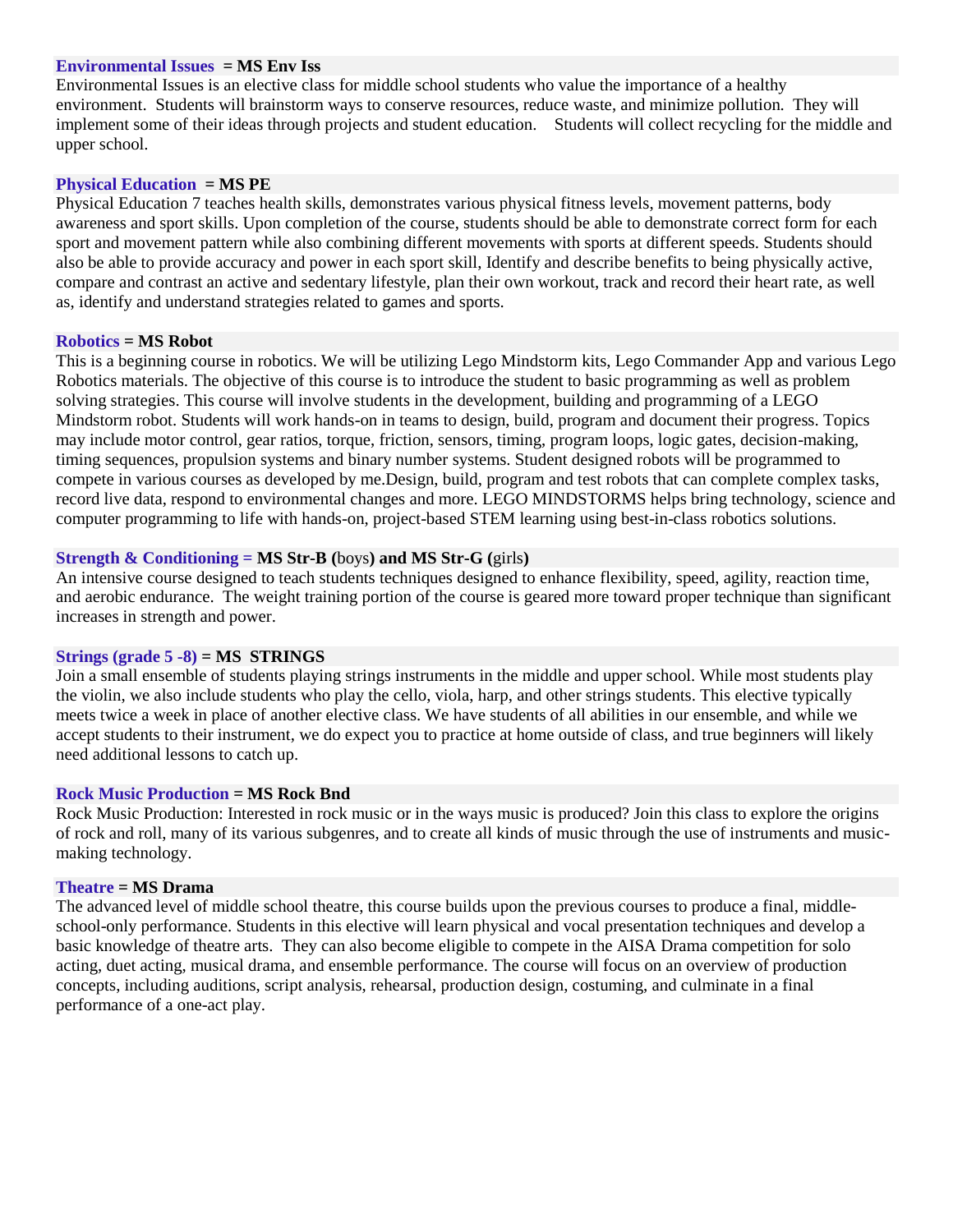**Environmental Issues = MS Env Iss**

Environmental Issues is an elective class for middle school students who value the importance of a healthy environment. Students will brainstorm ways to conserve resources, reduce waste, and minimize pollution. They will implement some of their ideas through projects and student education. Students will collect recycling for the middle and upper school.

**Physical Education = MS PE**

Physical Education 7 teaches health skills, demonstrates various physical fitness levels, movement patterns, body awareness and sport skills. Upon completion of the course, students should be able to demonstrate correct form for each sport and movement pattern while also combining different movements with sports at different speeds. Students should also be able to provide accuracy and power in each sport skill, Identify and describe benefits to being physically active, compare and contrast an active and sedentary lifestyle, plan their own workout, track and record their heart rate, as well as, identify and understand strategies related to games and sports.

**Robotics = MS Robot**

This is a beginning course in robotics. We will be utilizing Lego Mindstorm kits, Lego Commander App and various Lego Robotics materials. The objective of this course is to introduce the student to basic programming as well as problem solving strategies. This course will involve students in the development, building and programming of a LEGO Mindstorm robot. Students will work hands-on in teams to design, build, program and document their progress. Topics may include motor control, gear ratios, torque, friction, sensors, timing, program loops, logic gates, decision-making, timing sequences, propulsion systems and binary number systems. Student designed robots will be programmed to compete in various courses as developed by me.Design, build, program and test robots that can complete complex tasks, record live data, respond to environmental changes and more. LEGO MINDSTORMS helps bring technology, science and computer programming to life with hands-on, project-based STEM learning using best-in-class robotics solutions.

**Strength & Conditioning = MS Str-B (**boys**) and MS Str-G (**girls**)**

An intensive course designed to teach students techniques designed to enhance flexibility, speed, agility, reaction time, and aerobic endurance. The weight training portion of the course is geared more toward proper technique than significant increases in strength and power.

**Strings (grade 5 -8) = MS STRINGS**

Join a small ensemble of students playing strings instruments in the middle and upper school. While most students play the violin, we also include students who play the cello, viola, harp, and other strings students. This elective typically meets twice a week in place of another elective class. We have students of all abilities in our ensemble, and while we accept students to their instrument, we do expect you to practice at home outside of class, and true beginners will likely need additional lessons to catch up.

**Rock Music Production = MS Rock Bnd**

Rock Music Production: Interested in rock music or in the ways music is produced? Join this class to explore the origins of rock and roll, many of its various subgenres, and to create all kinds of music through the use of instruments and music-making technology.

**Theatre = MS Drama**

The advanced level of middle school theatre, this course builds upon the previous courses to produce a final, middle-school-only performance. Students in this elective will learn physical and vocal presentation techniques and develop a basic knowledge of theatre arts. They can also become eligible to compete in the AISA Drama competition for solo acting, duet acting, musical drama, and ensemble performance. The course will focus on an overview of production concepts, including auditions, script analysis, rehearsal, production design, costuming, and culminate in a final performance of a one-act play.